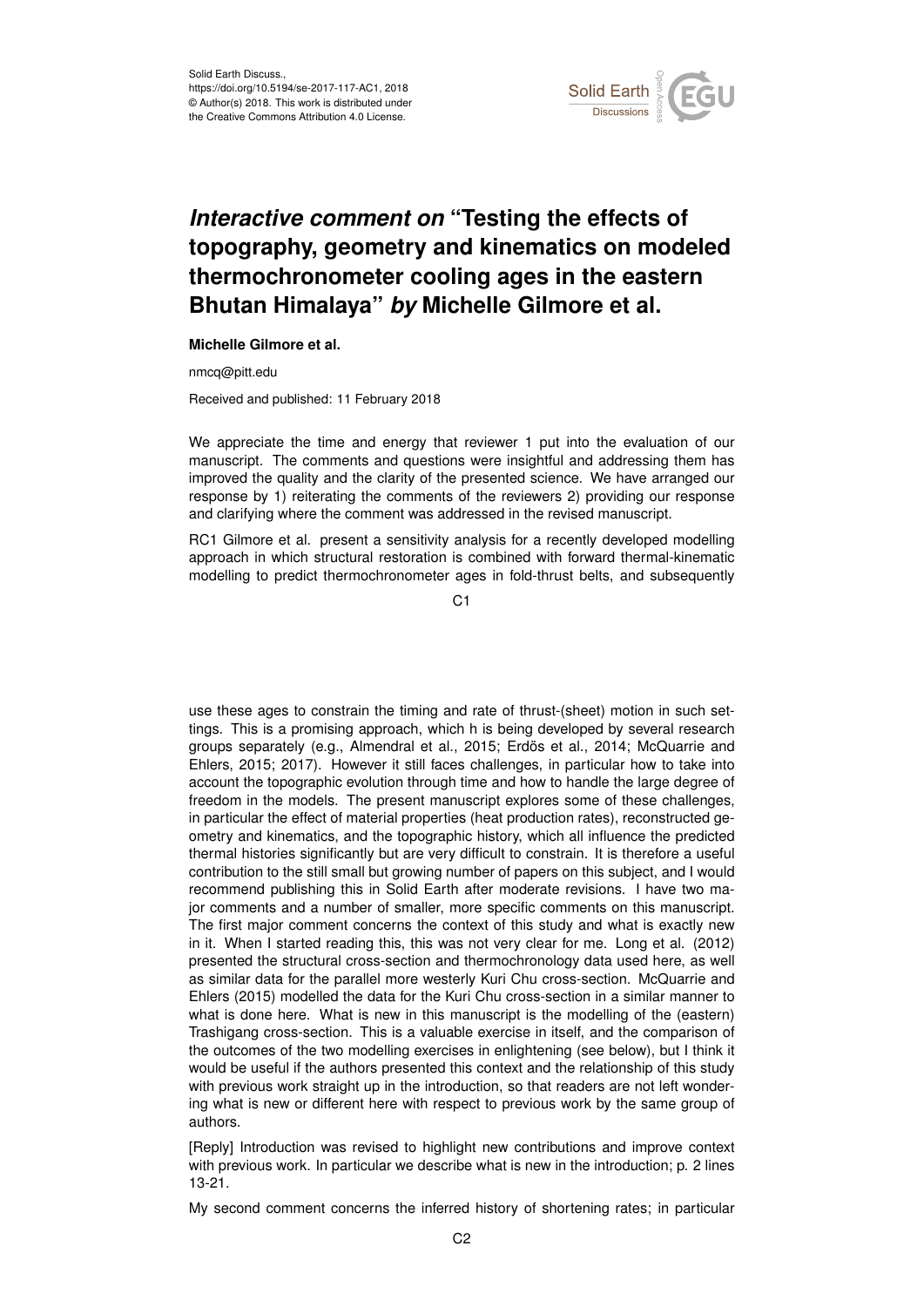Solid Earth Discuss.,
https://doi.org/10.5194/se-2017-117-AC1, 2018
© Author(s) 2018. This work is distributed under
the Creative Commons Attribution 4.0 License.

# *Interactive comment on* "Testing the effects of topography, geometry and kinematics on modeled thermochronometer cooling ages in the eastern Bhutan Himalaya" *by* Michelle Gilmore et al.

**Michelle Gilmore et al.**

nmcq@pitt.edu

Received and published: 11 February 2018

We appreciate the time and energy that reviewer 1 put into the evaluation of our manuscript. The comments and questions were insightful and addressing them has improved the quality and the clarity of the presented science. We have arranged our response by 1) reiterating the comments of the reviewers 2) providing our response and clarifying where the comment was addressed in the revised manuscript.

RC1 Gilmore et al. present a sensitivity analysis for a recently developed modelling approach in which structural restoration is combined with forward thermal-kinematic modelling to predict thermochronometer ages in fold-thrust belts, and subsequently use these ages to constrain the timing and rate of thrust-(sheet) motion in such settings. This is a promising approach, which h is being developed by several research groups separately (e.g., Almendral et al., 2015; Erdös et al., 2014; McQuarrie and Ehlers, 2015; 2017). However it still faces challenges, in particular how to take into account the topographic evolution through time and how to handle the large degree of freedom in the models. The present manuscript explores some of these challenges, in particular the effect of material properties (heat production rates), reconstructed geometry and kinematics, and the topographic history, which all influence the predicted thermal histories significantly but are very difficult to constrain. It is therefore a useful contribution to the still small but growing number of papers on this subject, and I would recommend publishing this in Solid Earth after moderate revisions. I have two major comments and a number of smaller, more specific comments on this manuscript. The first major comment concerns the context of this study and what is exactly new in it. When I started reading this, this was not very clear for me. Long et al. (2012) presented the structural cross-section and thermochronology data used here, as well as similar data for the parallel more westerly Kuri Chu cross-section. McQuarrie and Ehlers (2015) modelled the data for the Kuri Chu cross-section in a similar manner to what is done here. What is new in this manuscript is the modelling of the (eastern) Trashigang cross-section. This is a valuable exercise in itself, and the comparison of the outcomes of the two modelling exercises in enlightening (see below), but I think it would be useful if the authors presented this context and the relationship of this study with previous work straight up in the introduction, so that readers are not left wondering what is new or different here with respect to previous work by the same group of authors.

[Reply] Introduction was revised to highlight new contributions and improve context with previous work. In particular we describe what is new in the introduction; p. 2 lines 13-21.

My second comment concerns the inferred history of shortening rates; in particular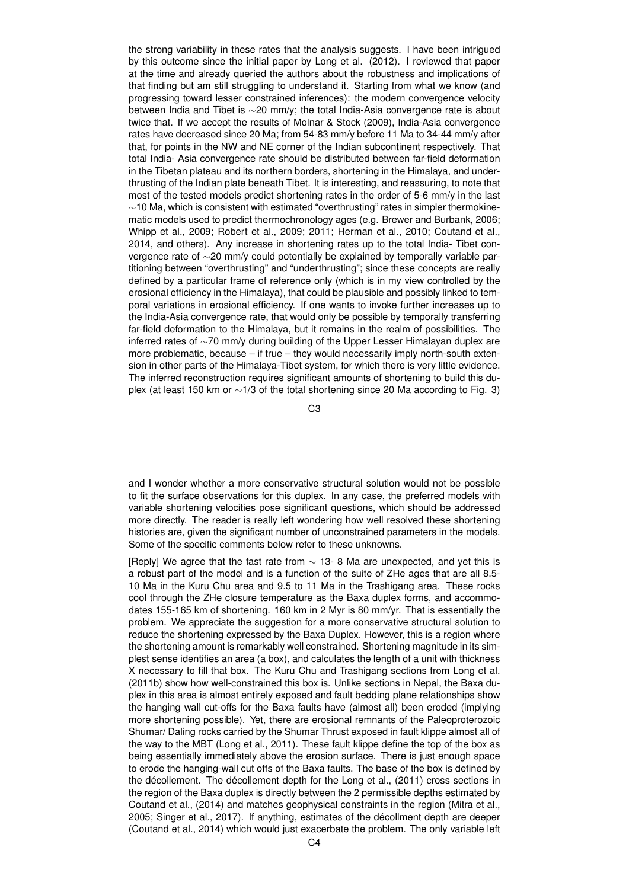the strong variability in these rates that the analysis suggests. I have been intrigued by this outcome since the initial paper by Long et al. (2012). I reviewed that paper at the time and already queried the authors about the robustness and implications of that finding but am still struggling to understand it. Starting from what we know (and progressing toward lesser constrained inferences): the modern convergence velocity between India and Tibet is ∼20 mm/y; the total India-Asia convergence rate is about twice that. If we accept the results of Molnar & Stock (2009), India-Asia convergence rates have decreased since 20 Ma; from 54-83 mm/y before 11 Ma to 34-44 mm/y after that, for points in the NW and NE corner of the Indian subcontinent respectively. That total India- Asia convergence rate should be distributed between far-field deformation in the Tibetan plateau and its northern borders, shortening in the Himalaya, and underthrusting of the Indian plate beneath Tibet. It is interesting, and reassuring, to note that most of the tested models predict shortening rates in the order of 5-6 mm/y in the last ∼10 Ma, which is consistent with estimated "overthrusting" rates in simpler thermokinematic models used to predict thermochronology ages (e.g. Brewer and Burbank, 2006; Whipp et al., 2009; Robert et al., 2009; 2011; Herman et al., 2010; Coutand et al., 2014, and others). Any increase in shortening rates up to the total India- Tibet convergence rate of ∼20 mm/y could potentially be explained by temporally variable partitioning between "overthrusting" and "underthrusting"; since these concepts are really defined by a particular frame of reference only (which is in my view controlled by the erosional efficiency in the Himalaya), that could be plausible and possibly linked to temporal variations in erosional efficiency. If one wants to invoke further increases up to the India-Asia convergence rate, that would only be possible by temporally transferring far-field deformation to the Himalaya, but it remains in the realm of possibilities. The inferred rates of ∼70 mm/y during building of the Upper Lesser Himalayan duplex are more problematic, because – if true – they would necessarily imply north-south extension in other parts of the Himalaya-Tibet system, for which there is very little evidence. The inferred reconstruction requires significant amounts of shortening to build this duplex (at least 150 km or ∼1/3 of the total shortening since 20 Ma according to Fig. 3) and I wonder whether a more conservative structural solution would not be possible to fit the surface observations for this duplex. In any case, the preferred models with variable shortening velocities pose significant questions, which should be addressed more directly. The reader is really left wondering how well resolved these shortening histories are, given the significant number of unconstrained parameters in the models. Some of the specific comments below refer to these unknowns.

[Reply] We agree that the fast rate from ∼ 13- 8 Ma are unexpected, and yet this is a robust part of the model and is a function of the suite of ZHe ages that are all 8.5-10 Ma in the Kuru Chu area and 9.5 to 11 Ma in the Trashigang area. These rocks cool through the ZHe closure temperature as the Baxa duplex forms, and accommodates 155-165 km of shortening. 160 km in 2 Myr is 80 mm/yr. That is essentially the problem. We appreciate the suggestion for a more conservative structural solution to reduce the shortening expressed by the Baxa Duplex. However, this is a region where the shortening amount is remarkably well constrained. Shortening magnitude in its simplest sense identifies an area (a box), and calculates the length of a unit with thickness X necessary to fill that box. The Kuru Chu and Trashigang sections from Long et al. (2011b) show how well-constrained this box is. Unlike sections in Nepal, the Baxa duplex in this area is almost entirely exposed and fault bedding plane relationships show the hanging wall cut-offs for the Baxa faults have (almost all) been eroded (implying more shortening possible). Yet, there are erosional remnants of the Paleoproterozoic Shumar/ Daling rocks carried by the Shumar Thrust exposed in fault klippe almost all of the way to the MBT (Long et al., 2011). These fault klippe define the top of the box as being essentially immediately above the erosion surface. There is just enough space to erode the hanging-wall cut offs of the Baxa faults. The base of the box is defined by the décollement. The décollement depth for the Long et al., (2011) cross sections in the region of the Baxa duplex is directly between the 2 permissible depths estimated by Coutand et al., (2014) and matches geophysical constraints in the region (Mitra et al., 2005; Singer et al., 2017). If anything, estimates of the décollment depth are deeper (Coutand et al., 2014) which would just exacerbate the problem. The only variable left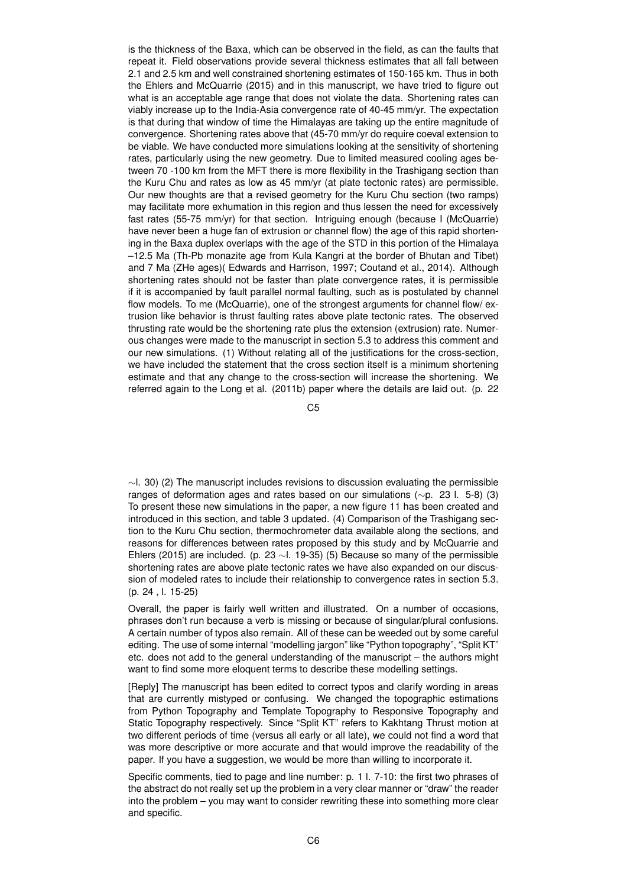is the thickness of the Baxa, which can be observed in the field, as can the faults that repeat it. Field observations provide several thickness estimates that all fall between 2.1 and 2.5 km and well constrained shortening estimates of 150-165 km. Thus in both the Ehlers and McQuarrie (2015) and in this manuscript, we have tried to figure out what is an acceptable age range that does not violate the data. Shortening rates can viably increase up to the India-Asia convergence rate of 40-45 mm/yr. The expectation is that during that window of time the Himalayas are taking up the entire magnitude of convergence. Shortening rates above that (45-70 mm/yr do require coeval extension to be viable. We have conducted more simulations looking at the sensitivity of shortening rates, particularly using the new geometry. Due to limited measured cooling ages between 70 -100 km from the MFT there is more flexibility in the Trashigang section than the Kuru Chu and rates as low as 45 mm/yr (at plate tectonic rates) are permissible. Our new thoughts are that a revised geometry for the Kuru Chu section (two ramps) may facilitate more exhumation in this region and thus lessen the need for excessively fast rates (55-75 mm/yr) for that section. Intriguing enough (because I (McQuarrie) have never been a huge fan of extrusion or channel flow) the age of this rapid shortening in the Baxa duplex overlaps with the age of the STD in this portion of the Himalaya –12.5 Ma (Th-Pb monazite age from Kula Kangri at the border of Bhutan and Tibet) and 7 Ma (ZHe ages)( Edwards and Harrison, 1997; Coutand et al., 2014). Although shortening rates should not be faster than plate convergence rates, it is permissible if it is accompanied by fault parallel normal faulting, such as is postulated by channel flow models. To me (McQuarrie), one of the strongest arguments for channel flow/ extrusion like behavior is thrust faulting rates above plate tectonic rates. The observed thrusting rate would be the shortening rate plus the extension (extrusion) rate. Numerous changes were made to the manuscript in section 5.3 to address this comment and our new simulations. (1) Without relating all of the justifications for the cross-section, we have included the statement that the cross section itself is a minimum shortening estimate and that any change to the cross-section will increase the shortening. We referred again to the Long et al. (2011b) paper where the details are laid out. (p. 22 ∼l. 30) (2) The manuscript includes revisions to discussion evaluating the permissible ranges of deformation ages and rates based on our simulations (∼p. 23 l. 5-8) (3) To present these new simulations in the paper, a new figure 11 has been created and introduced in this section, and table 3 updated. (4) Comparison of the Trashigang section to the Kuru Chu section, thermochronometer data available along the sections, and reasons for differences between rates proposed by this study and by McQuarrie and Ehlers (2015) are included. (p. 23 ∼l. 19-35) (5) Because so many of the permissible shortening rates are above plate tectonic rates we have also expanded on our discussion of modeled rates to include their relationship to convergence rates in section 5.3. (p. 24 , l. 15-25)

Overall, the paper is fairly well written and illustrated. On a number of occasions, phrases don't run because a verb is missing or because of singular/plural confusions. A certain number of typos also remain. All of these can be weeded out by some careful editing. The use of some internal "modelling jargon" like "Python topography", "Split KT" etc. does not add to the general understanding of the manuscript – the authors might want to find some more eloquent terms to describe these modelling settings.

[Reply] The manuscript has been edited to correct typos and clarify wording in areas that are currently mistyped or confusing. We changed the topographic estimations from Python Topography and Template Topography to Responsive Topography and Static Topography respectively. Since "Split KT" refers to Kakhtang Thrust motion at two different periods of time (versus all early or all late), we could not find a word that was more descriptive or more accurate and that would improve the readability of the paper. If you have a suggestion, we would be more than willing to incorporate it.

Specific comments, tied to page and line number: p. 1 l. 7-10: the first two phrases of the abstract do not really set up the problem in a very clear manner or "draw" the reader into the problem – you may want to consider rewriting these into something more clear and specific.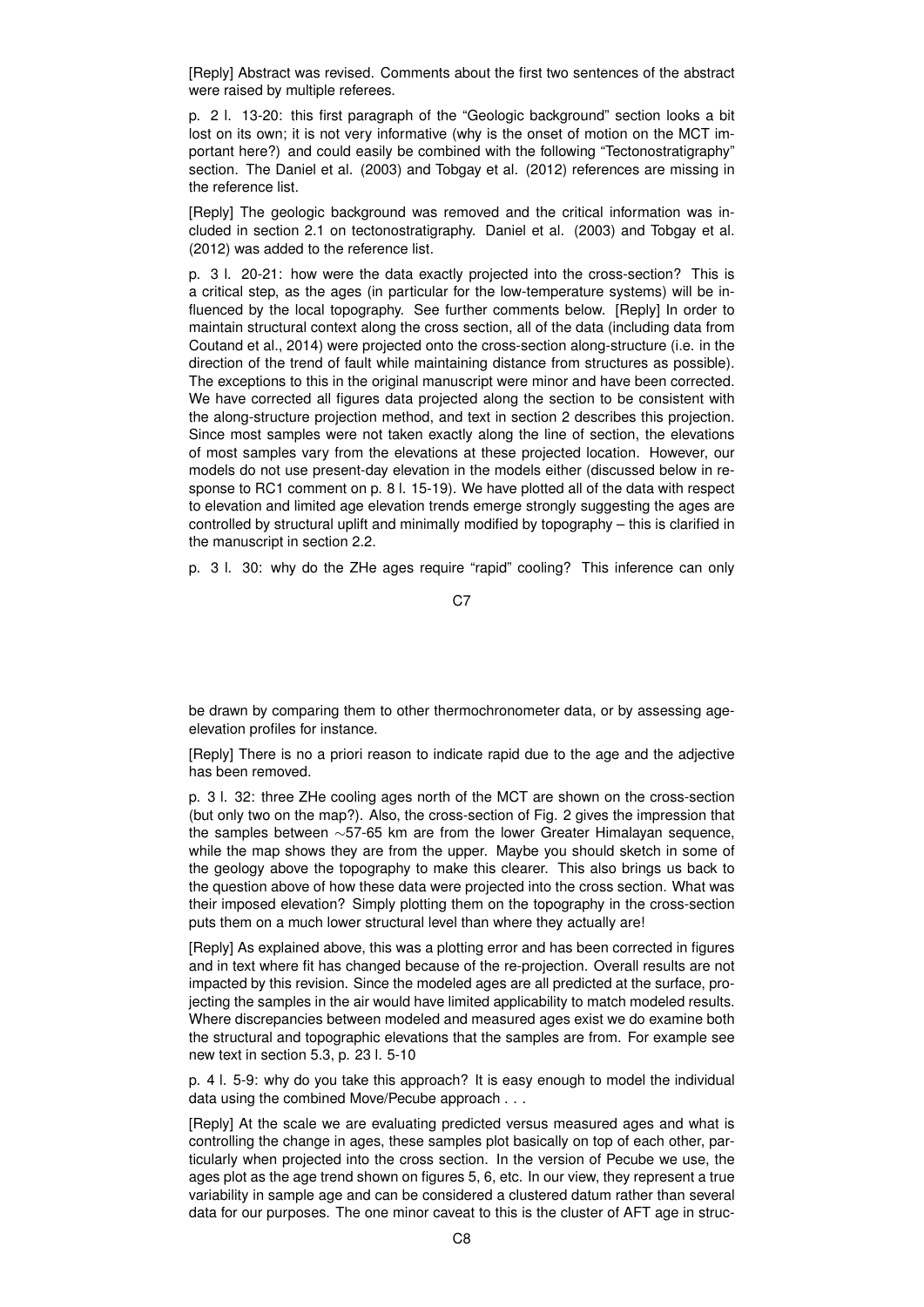[Reply] Abstract was revised. Comments about the first two sentences of the abstract were raised by multiple referees.

p. 2 l. 13-20: this first paragraph of the "Geologic background" section looks a bit lost on its own; it is not very informative (why is the onset of motion on the MCT important here?) and could easily be combined with the following "Tectonostratigraphy" section. The Daniel et al. (2003) and Tobgay et al. (2012) references are missing in the reference list.

[Reply] The geologic background was removed and the critical information was included in section 2.1 on tectonostratigraphy. Daniel et al. (2003) and Tobgay et al. (2012) was added to the reference list.

p. 3 l. 20-21: how were the data exactly projected into the cross-section? This is a critical step, as the ages (in particular for the low-temperature systems) will be influenced by the local topography. See further comments below. [Reply] In order to maintain structural context along the cross section, all of the data (including data from Coutand et al., 2014) were projected onto the cross-section along-structure (i.e. in the direction of the trend of fault while maintaining distance from structures as possible). The exceptions to this in the original manuscript were minor and have been corrected. We have corrected all figures data projected along the section to be consistent with the along-structure projection method, and text in section 2 describes this projection. Since most samples were not taken exactly along the line of section, the elevations of most samples vary from the elevations at these projected location. However, our models do not use present-day elevation in the models either (discussed below in response to RC1 comment on p. 8 l. 15-19). We have plotted all of the data with respect to elevation and limited age elevation trends emerge strongly suggesting the ages are controlled by structural uplift and minimally modified by topography – this is clarified in the manuscript in section 2.2.

p. 3 l. 30: why do the ZHe ages require "rapid" cooling? This inference can only be drawn by comparing them to other thermochronometer data, or by assessing age-elevation profiles for instance.

[Reply] There is no a priori reason to indicate rapid due to the age and the adjective has been removed.

p. 3 l. 32: three ZHe cooling ages north of the MCT are shown on the cross-section (but only two on the map?). Also, the cross-section of Fig. 2 gives the impression that the samples between ~57-65 km are from the lower Greater Himalayan sequence, while the map shows they are from the upper. Maybe you should sketch in some of the geology above the topography to make this clearer. This also brings us back to the question above of how these data were projected into the cross section. What was their imposed elevation? Simply plotting them on the topography in the cross-section puts them on a much lower structural level than where they actually are!

[Reply] As explained above, this was a plotting error and has been corrected in figures and in text where fit has changed because of the re-projection. Overall results are not impacted by this revision. Since the modeled ages are all predicted at the surface, projecting the samples in the air would have limited applicability to match modeled results. Where discrepancies between modeled and measured ages exist we do examine both the structural and topographic elevations that the samples are from. For example see new text in section 5.3, p. 23 l. 5-10

p. 4 l. 5-9: why do you take this approach? It is easy enough to model the individual data using the combined Move/Pecube approach . . .

[Reply] At the scale we are evaluating predicted versus measured ages and what is controlling the change in ages, these samples plot basically on top of each other, particularly when projected into the cross section. In the version of Pecube we use, the ages plot as the age trend shown on figures 5, 6, etc. In our view, they represent a true variability in sample age and can be considered a clustered datum rather than several data for our purposes. The one minor caveat to this is the cluster of AFT age in struc-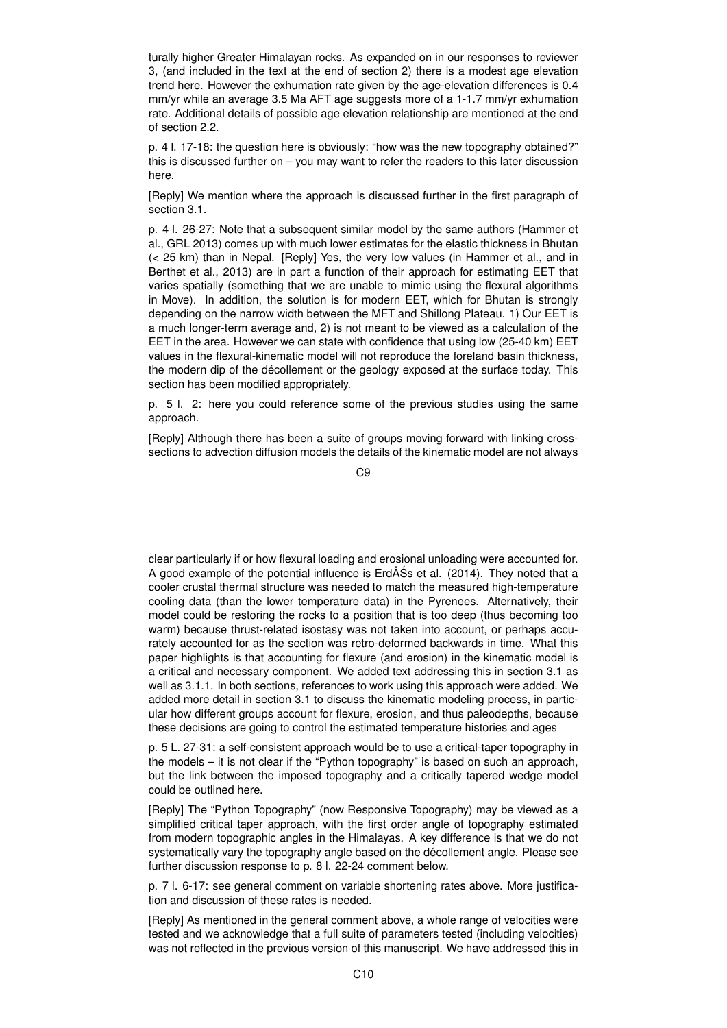turally higher Greater Himalayan rocks. As expanded on in our responses to reviewer 3, (and included in the text at the end of section 2) there is a modest age elevation trend here. However the exhumation rate given by the age-elevation differences is 0.4 mm/yr while an average 3.5 Ma AFT age suggests more of a 1-1.7 mm/yr exhumation rate. Additional details of possible age elevation relationship are mentioned at the end of section 2.2.

p. 4 l. 17-18: the question here is obviously: "how was the new topography obtained?" this is discussed further on – you may want to refer the readers to this later discussion here.

[Reply] We mention where the approach is discussed further in the first paragraph of section 3.1.

p. 4 l. 26-27: Note that a subsequent similar model by the same authors (Hammer et al., GRL 2013) comes up with much lower estimates for the elastic thickness in Bhutan (< 25 km) than in Nepal. [Reply] Yes, the very low values (in Hammer et al., and in Berthet et al., 2013) are in part a function of their approach for estimating EET that varies spatially (something that we are unable to mimic using the flexural algorithms in Move). In addition, the solution is for modern EET, which for Bhutan is strongly depending on the narrow width between the MFT and Shillong Plateau. 1) Our EET is a much longer-term average and, 2) is not meant to be viewed as a calculation of the EET in the area. However we can state with confidence that using low (25-40 km) EET values in the flexural-kinematic model will not reproduce the foreland basin thickness, the modern dip of the décollement or the geology exposed at the surface today. This section has been modified appropriately.

p. 5 l. 2: here you could reference some of the previous studies using the same approach.

[Reply] Although there has been a suite of groups moving forward with linking cross-sections to advection diffusion models the details of the kinematic model are not always clear particularly if or how flexural loading and erosional unloading were accounted for. A good example of the potential influence is ErdÅŚs et al. (2014). They noted that a cooler crustal thermal structure was needed to match the measured high-temperature cooling data (than the lower temperature data) in the Pyrenees. Alternatively, their model could be restoring the rocks to a position that is too deep (thus becoming too warm) because thrust-related isostasy was not taken into account, or perhaps accurately accounted for as the section was retro-deformed backwards in time. What this paper highlights is that accounting for flexure (and erosion) in the kinematic model is a critical and necessary component. We added text addressing this in section 3.1 as well as 3.1.1. In both sections, references to work using this approach were added. We added more detail in section 3.1 to discuss the kinematic modeling process, in particular how different groups account for flexure, erosion, and thus paleodepths, because these decisions are going to control the estimated temperature histories and ages

p. 5 L. 27-31: a self-consistent approach would be to use a critical-taper topography in the models – it is not clear if the "Python topography" is based on such an approach, but the link between the imposed topography and a critically tapered wedge model could be outlined here.

[Reply] The "Python Topography" (now Responsive Topography) may be viewed as a simplified critical taper approach, with the first order angle of topography estimated from modern topographic angles in the Himalayas. A key difference is that we do not systematically vary the topography angle based on the décollement angle. Please see further discussion response to p. 8 l. 22-24 comment below.

p. 7 l. 6-17: see general comment on variable shortening rates above. More justification and discussion of these rates is needed.

[Reply] As mentioned in the general comment above, a whole range of velocities were tested and we acknowledge that a full suite of parameters tested (including velocities) was not reflected in the previous version of this manuscript. We have addressed this in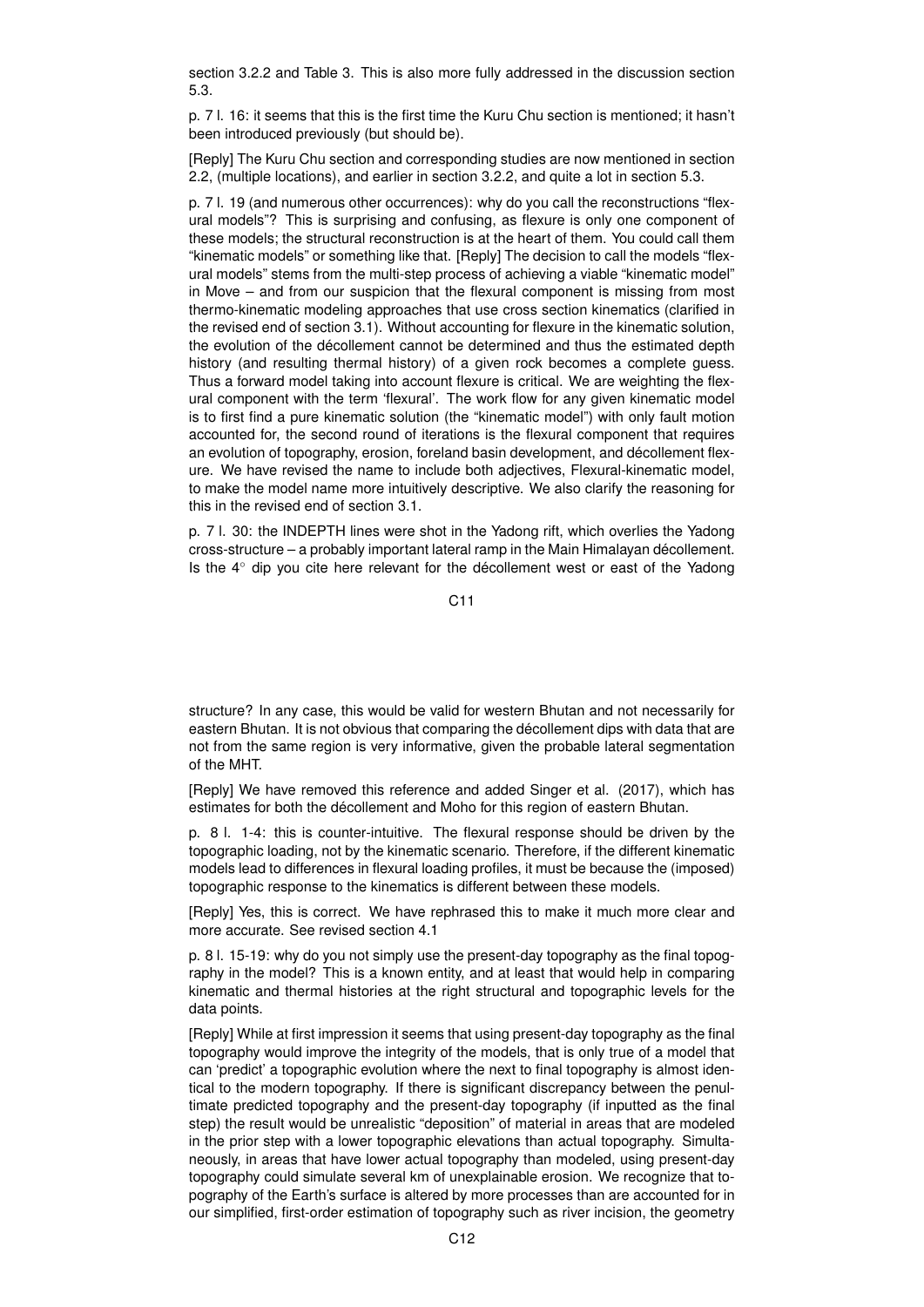section 3.2.2 and Table 3. This is also more fully addressed in the discussion section 5.3.

p. 7 l. 16: it seems that this is the first time the Kuru Chu section is mentioned; it hasn't been introduced previously (but should be).

[Reply] The Kuru Chu section and corresponding studies are now mentioned in section 2.2, (multiple locations), and earlier in section 3.2.2, and quite a lot in section 5.3.

p. 7 l. 19 (and numerous other occurrences): why do you call the reconstructions "flexural models"? This is surprising and confusing, as flexure is only one component of these models; the structural reconstruction is at the heart of them. You could call them "kinematic models" or something like that. [Reply] The decision to call the models "flexural models" stems from the multi-step process of achieving a viable "kinematic model" in Move – and from our suspicion that the flexural component is missing from most thermo-kinematic modeling approaches that use cross section kinematics (clarified in the revised end of section 3.1). Without accounting for flexure in the kinematic solution, the evolution of the décollement cannot be determined and thus the estimated depth history (and resulting thermal history) of a given rock becomes a complete guess. Thus a forward model taking into account flexure is critical. We are weighting the flexural component with the term 'flexural'. The work flow for any given kinematic model is to first find a pure kinematic solution (the "kinematic model") with only fault motion accounted for, the second round of iterations is the flexural component that requires an evolution of topography, erosion, foreland basin development, and décollement flexure. We have revised the name to include both adjectives, Flexural-kinematic model, to make the model name more intuitively descriptive. We also clarify the reasoning for this in the revised end of section 3.1.

p. 7 l. 30: the INDEPTH lines were shot in the Yadong rift, which overlies the Yadong cross-structure – a probably important lateral ramp in the Main Himalayan décollement. Is the 4° dip you cite here relevant for the décollement west or east of the Yadong structure? In any case, this would be valid for western Bhutan and not necessarily for eastern Bhutan. It is not obvious that comparing the décollement dips with data that are not from the same region is very informative, given the probable lateral segmentation of the MHT.

[Reply] We have removed this reference and added Singer et al. (2017), which has estimates for both the décollement and Moho for this region of eastern Bhutan.

p. 8 l. 1-4: this is counter-intuitive. The flexural response should be driven by the topographic loading, not by the kinematic scenario. Therefore, if the different kinematic models lead to differences in flexural loading profiles, it must be because the (imposed) topographic response to the kinematics is different between these models.

[Reply] Yes, this is correct. We have rephrased this to make it much more clear and more accurate. See revised section 4.1

p. 8 l. 15-19: why do you not simply use the present-day topography as the final topography in the model? This is a known entity, and at least that would help in comparing kinematic and thermal histories at the right structural and topographic levels for the data points.

[Reply] While at first impression it seems that using present-day topography as the final topography would improve the integrity of the models, that is only true of a model that can 'predict' a topographic evolution where the next to final topography is almost identical to the modern topography. If there is significant discrepancy between the penultimate predicted topography and the present-day topography (if inputted as the final step) the result would be unrealistic "deposition" of material in areas that are modeled in the prior step with a lower topographic elevations than actual topography. Simultaneously, in areas that have lower actual topography than modeled, using present-day topography could simulate several km of unexplainable erosion. We recognize that topography of the Earth's surface is altered by more processes than are accounted for in our simplified, first-order estimation of topography such as river incision, the geometry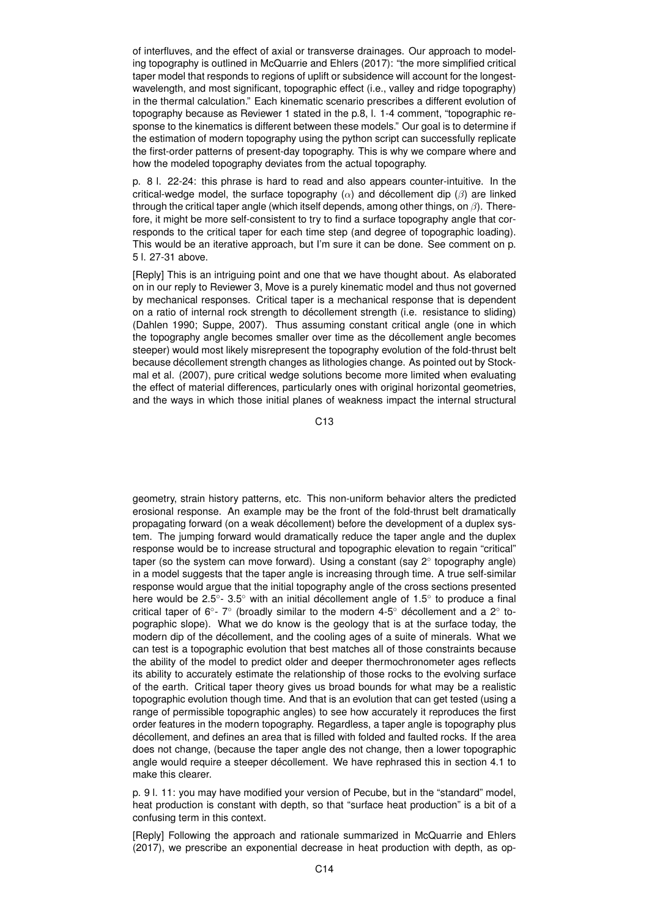of interfluves, and the effect of axial or transverse drainages. Our approach to modeling topography is outlined in McQuarrie and Ehlers (2017): "the more simplified critical taper model that responds to regions of uplift or subsidence will account for the longest-wavelength, and most significant, topographic effect (i.e., valley and ridge topography) in the thermal calculation." Each kinematic scenario prescribes a different evolution of topography because as Reviewer 1 stated in the p.8, l. 1-4 comment, "topographic response to the kinematics is different between these models." Our goal is to determine if the estimation of modern topography using the python script can successfully replicate the first-order patterns of present-day topography. This is why we compare where and how the modeled topography deviates from the actual topography.

p. 8 l. 22-24: this phrase is hard to read and also appears counter-intuitive. In the critical-wedge model, the surface topography ($\alpha$) and décollement dip ($\beta$) are linked through the critical taper angle (which itself depends, among other things, on $\beta$). Therefore, it might be more self-consistent to try to find a surface topography angle that corresponds to the critical taper for each time step (and degree of topographic loading). This would be an iterative approach, but I'm sure it can be done. See comment on p. 5 l. 27-31 above.

[Reply] This is an intriguing point and one that we have thought about. As elaborated on in our reply to Reviewer 3, Move is a purely kinematic model and thus not governed by mechanical responses. Critical taper is a mechanical response that is dependent on a ratio of internal rock strength to décollement strength (i.e. resistance to sliding) (Dahlen 1990; Suppe, 2007). Thus assuming constant critical angle (one in which the topography angle becomes smaller over time as the décollement angle becomes steeper) would most likely misrepresent the topography evolution of the fold-thrust belt because décollement strength changes as lithologies change. As pointed out by Stockmal et al. (2007), pure critical wedge solutions become more limited when evaluating the effect of material differences, particularly ones with original horizontal geometries, and the ways in which those initial planes of weakness impact the internal structural geometry, strain history patterns, etc. This non-uniform behavior alters the predicted erosional response. An example may be the front of the fold-thrust belt dramatically propagating forward (on a weak décollement) before the development of a duplex system. The jumping forward would dramatically reduce the taper angle and the duplex response would be to increase structural and topographic elevation to regain "critical" taper (so the system can move forward). Using a constant (say 2° topography angle) in a model suggests that the taper angle is increasing through time. A true self-similar response would argue that the initial topography angle of the cross sections presented here would be 2.5°- 3.5° with an initial décollement angle of 1.5° to produce a final critical taper of 6°- 7° (broadly similar to the modern 4-5° décollement and a 2° topographic slope). What we do know is the geology that is at the surface today, the modern dip of the décollement, and the cooling ages of a suite of minerals. What we can test is a topographic evolution that best matches all of those constraints because the ability of the model to predict older and deeper thermochronometer ages reflects its ability to accurately estimate the relationship of those rocks to the evolving surface of the earth. Critical taper theory gives us broad bounds for what may be a realistic topographic evolution though time. And that is an evolution that can get tested (using a range of permissible topographic angles) to see how accurately it reproduces the first order features in the modern topography. Regardless, a taper angle is topography plus décollement, and defines an area that is filled with folded and faulted rocks. If the area does not change, (because the taper angle des not change, then a lower topographic angle would require a steeper décollement. We have rephrased this in section 4.1 to make this clearer.

p. 9 l. 11: you may have modified your version of Pecube, but in the "standard" model, heat production is constant with depth, so that "surface heat production" is a bit of a confusing term in this context.

[Reply] Following the approach and rationale summarized in McQuarrie and Ehlers (2017), we prescribe an exponential decrease in heat production with depth, as op-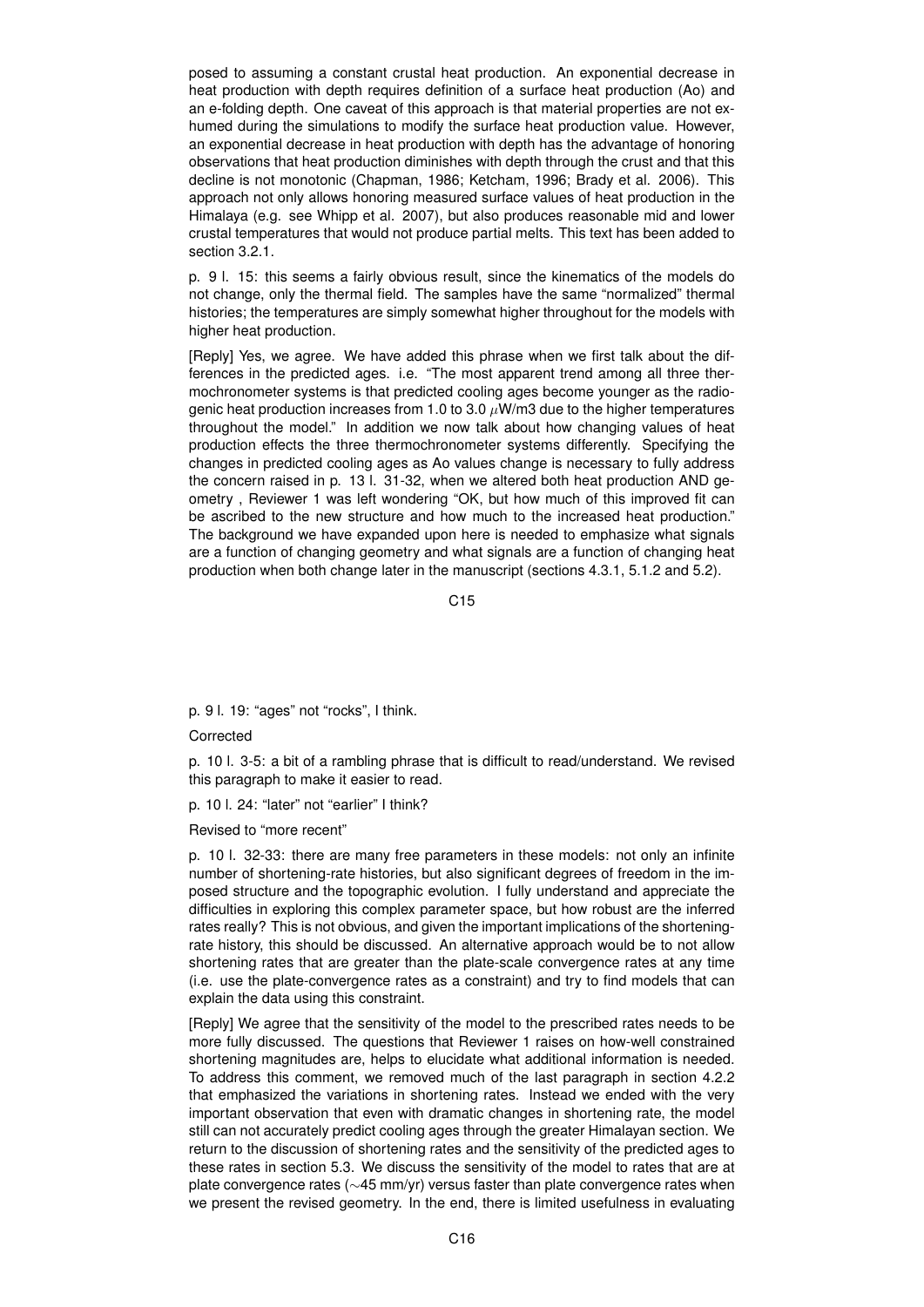posed to assuming a constant crustal heat production. An exponential decrease in heat production with depth requires definition of a surface heat production (Ao) and an e-folding depth. One caveat of this approach is that material properties are not exhumed during the simulations to modify the surface heat production value. However, an exponential decrease in heat production with depth has the advantage of honoring observations that heat production diminishes with depth through the crust and that this decline is not monotonic (Chapman, 1986; Ketcham, 1996; Brady et al. 2006). This approach not only allows honoring measured surface values of heat production in the Himalaya (e.g. see Whipp et al. 2007), but also produces reasonable mid and lower crustal temperatures that would not produce partial melts. This text has been added to section 3.2.1.

p. 9 l. 15: this seems a fairly obvious result, since the kinematics of the models do not change, only the thermal field. The samples have the same "normalized" thermal histories; the temperatures are simply somewhat higher throughout for the models with higher heat production.

[Reply] Yes, we agree. We have added this phrase when we first talk about the differences in the predicted ages. i.e. "The most apparent trend among all three thermochronometer systems is that predicted cooling ages become younger as the radiogenic heat production increases from 1.0 to 3.0 $\mu$W/m3 due to the higher temperatures throughout the model." In addition we now talk about how changing values of heat production effects the three thermochronometer systems differently. Specifying the changes in predicted cooling ages as Ao values change is necessary to fully address the concern raised in p. 13 l. 31-32, when we altered both heat production AND geometry , Reviewer 1 was left wondering "OK, but how much of this improved fit can be ascribed to the new structure and how much to the increased heat production." The background we have expanded upon here is needed to emphasize what signals are a function of changing geometry and what signals are a function of changing heat production when both change later in the manuscript (sections 4.3.1, 5.1.2 and 5.2).

p. 9 l. 19: "ages" not "rocks", I think.

Corrected

p. 10 l. 3-5: a bit of a rambling phrase that is difficult to read/understand. We revised this paragraph to make it easier to read.

p. 10 l. 24: "later" not "earlier" I think?

Revised to "more recent"

p. 10 l. 32-33: there are many free parameters in these models: not only an infinite number of shortening-rate histories, but also significant degrees of freedom in the imposed structure and the topographic evolution. I fully understand and appreciate the difficulties in exploring this complex parameter space, but how robust are the inferred rates really? This is not obvious, and given the important implications of the shortening-rate history, this should be discussed. An alternative approach would be to not allow shortening rates that are greater than the plate-scale convergence rates at any time (i.e. use the plate-convergence rates as a constraint) and try to find models that can explain the data using this constraint.

[Reply] We agree that the sensitivity of the model to the prescribed rates needs to be more fully discussed. The questions that Reviewer 1 raises on how-well constrained shortening magnitudes are, helps to elucidate what additional information is needed. To address this comment, we removed much of the last paragraph in section 4.2.2 that emphasized the variations in shortening rates. Instead we ended with the very important observation that even with dramatic changes in shortening rate, the model still can not accurately predict cooling ages through the greater Himalayan section. We return to the discussion of shortening rates and the sensitivity of the predicted ages to these rates in section 5.3. We discuss the sensitivity of the model to rates that are at plate convergence rates (~45 mm/yr) versus faster than plate convergence rates when we present the revised geometry. In the end, there is limited usefulness in evaluating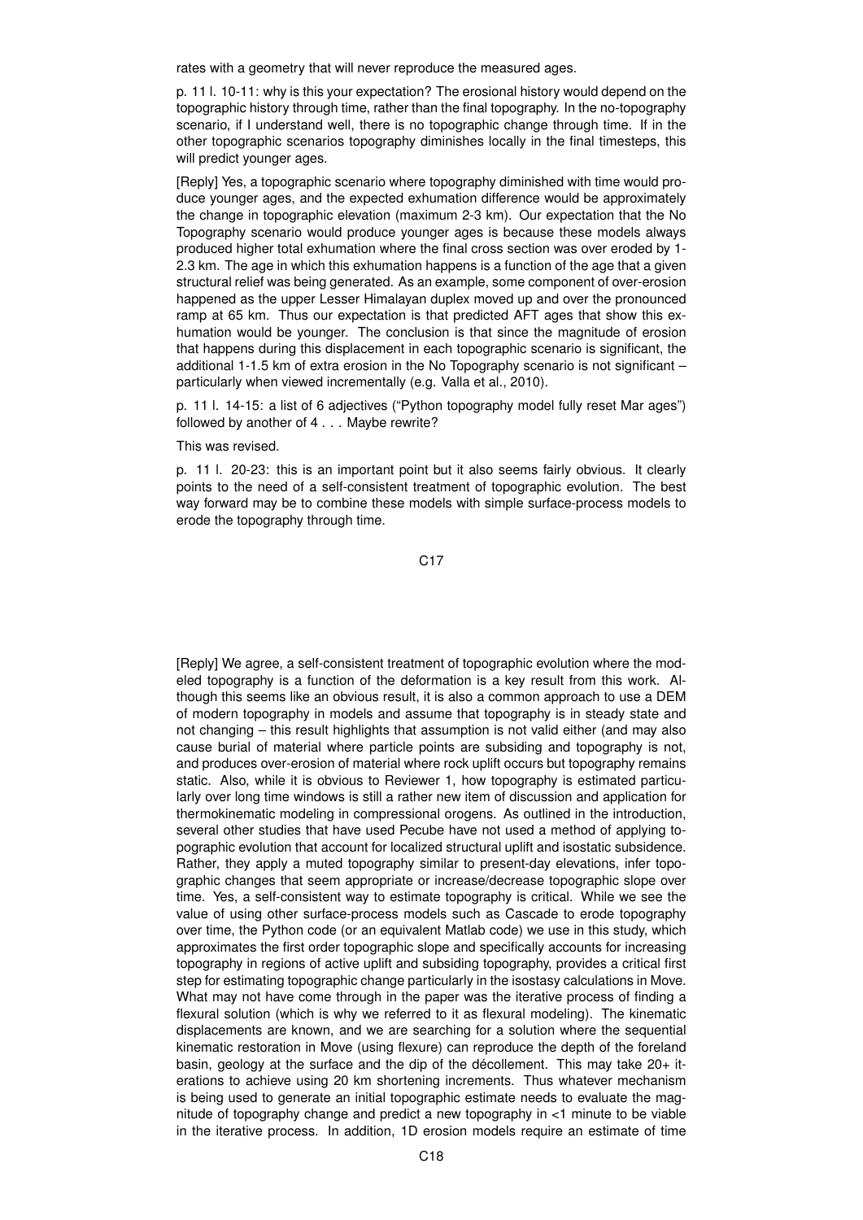rates with a geometry that will never reproduce the measured ages.

p. 11 l. 10-11: why is this your expectation? The erosional history would depend on the topographic history through time, rather than the final topography. In the no-topography scenario, if I understand well, there is no topographic change through time. If in the other topographic scenarios topography diminishes locally in the final timesteps, this will predict younger ages.

[Reply] Yes, a topographic scenario where topography diminished with time would produce younger ages, and the expected exhumation difference would be approximately the change in topographic elevation (maximum 2-3 km). Our expectation that the No Topography scenario would produce younger ages is because these models always produced higher total exhumation where the final cross section was over eroded by 1-2.3 km. The age in which this exhumation happens is a function of the age that a given structural relief was being generated. As an example, some component of over-erosion happened as the upper Lesser Himalayan duplex moved up and over the pronounced ramp at 65 km. Thus our expectation is that predicted AFT ages that show this exhumation would be younger. The conclusion is that since the magnitude of erosion that happens during this displacement in each topographic scenario is significant, the additional 1-1.5 km of extra erosion in the No Topography scenario is not significant – particularly when viewed incrementally (e.g. Valla et al., 2010).

p. 11 l. 14-15: a list of 6 adjectives ("Python topography model fully reset Mar ages") followed by another of 4 . . . Maybe rewrite?

This was revised.

p. 11 l. 20-23: this is an important point but it also seems fairly obvious. It clearly points to the need of a self-consistent treatment of topographic evolution. The best way forward may be to combine these models with simple surface-process models to erode the topography through time.

[Reply] We agree, a self-consistent treatment of topographic evolution where the modeled topography is a function of the deformation is a key result from this work. Although this seems like an obvious result, it is also a common approach to use a DEM of modern topography in models and assume that topography is in steady state and not changing – this result highlights that assumption is not valid either (and may also cause burial of material where particle points are subsiding and topography is not, and produces over-erosion of material where rock uplift occurs but topography remains static. Also, while it is obvious to Reviewer 1, how topography is estimated particularly over long time windows is still a rather new item of discussion and application for thermokinematic modeling in compressional orogens. As outlined in the introduction, several other studies that have used Pecube have not used a method of applying topographic evolution that account for localized structural uplift and isostatic subsidence. Rather, they apply a muted topography similar to present-day elevations, infer topographic changes that seem appropriate or increase/decrease topographic slope over time. Yes, a self-consistent way to estimate topography is critical. While we see the value of using other surface-process models such as Cascade to erode topography over time, the Python code (or an equivalent Matlab code) we use in this study, which approximates the first order topographic slope and specifically accounts for increasing topography in regions of active uplift and subsiding topography, provides a critical first step for estimating topographic change particularly in the isostasy calculations in Move. What may not have come through in the paper was the iterative process of finding a flexural solution (which is why we referred to it as flexural modeling). The kinematic displacements are known, and we are searching for a solution where the sequential kinematic restoration in Move (using flexure) can reproduce the depth of the foreland basin, geology at the surface and the dip of the décollement. This may take 20+ iterations to achieve using 20 km shortening increments. Thus whatever mechanism is being used to generate an initial topographic estimate needs to evaluate the magnitude of topography change and predict a new topography in <1 minute to be viable in the iterative process. In addition, 1D erosion models require an estimate of time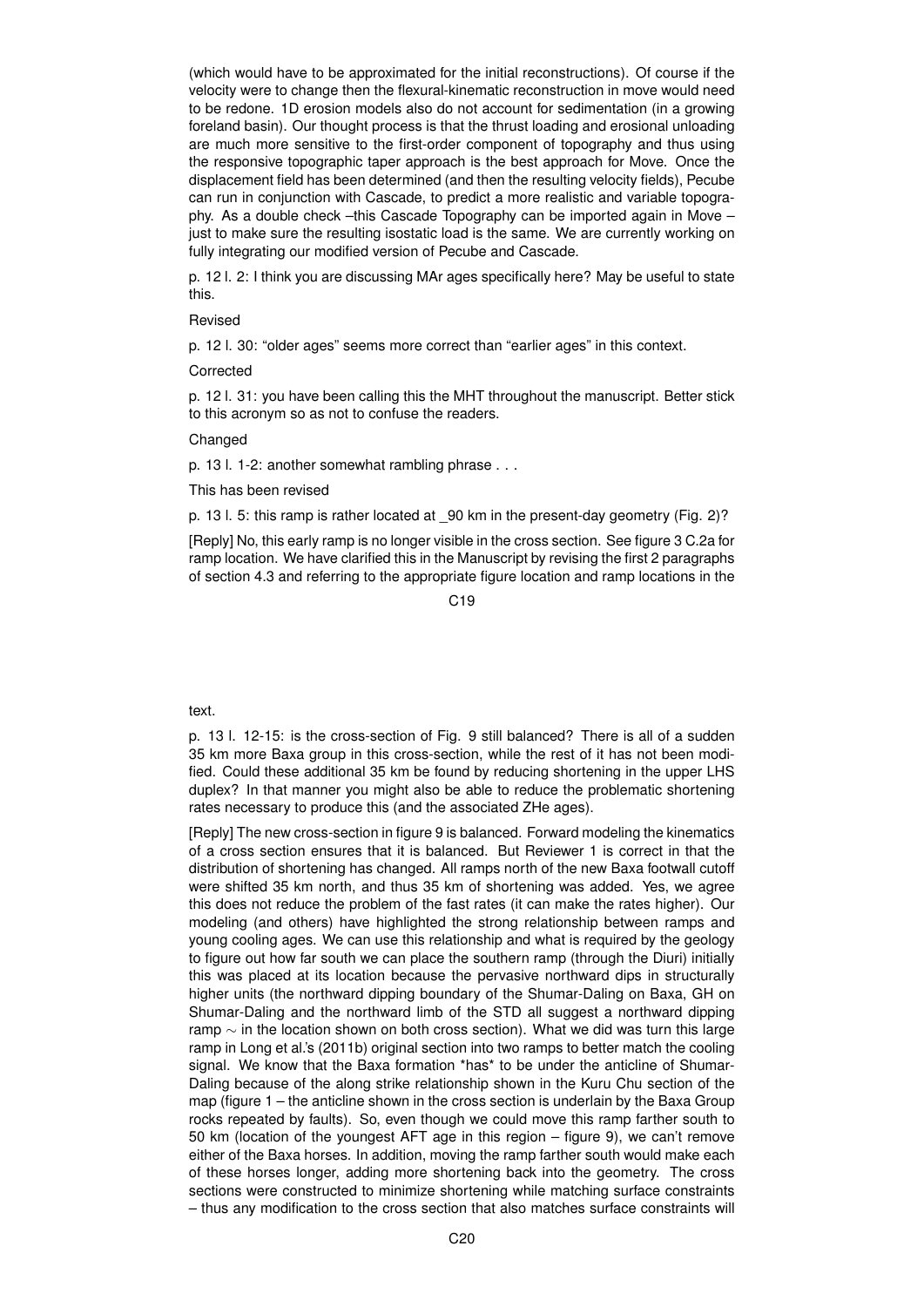(which would have to be approximated for the initial reconstructions). Of course if the velocity were to change then the flexural-kinematic reconstruction in move would need to be redone. 1D erosion models also do not account for sedimentation (in a growing foreland basin). Our thought process is that the thrust loading and erosional unloading are much more sensitive to the first-order component of topography and thus using the responsive topographic taper approach is the best approach for Move. Once the displacement field has been determined (and then the resulting velocity fields), Pecube can run in conjunction with Cascade, to predict a more realistic and variable topography. As a double check –this Cascade Topography can be imported again in Move – just to make sure the resulting isostatic load is the same. We are currently working on fully integrating our modified version of Pecube and Cascade.

p. 12 l. 2: I think you are discussing MAr ages specifically here? May be useful to state this.

Revised

p. 12 l. 30: "older ages" seems more correct than "earlier ages" in this context.

Corrected

p. 12 l. 31: you have been calling this the MHT throughout the manuscript. Better stick to this acronym so as not to confuse the readers.

Changed

p. 13 l. 1-2: another somewhat rambling phrase . . .

This has been revised

p. 13 l. 5: this ramp is rather located at _90 km in the present-day geometry (Fig. 2)?

[Reply] No, this early ramp is no longer visible in the cross section. See figure 3 C.2a for ramp location. We have clarified this in the Manuscript by revising the first 2 paragraphs of section 4.3 and referring to the appropriate figure location and ramp locations in the text.

p. 13 l. 12-15: is the cross-section of Fig. 9 still balanced? There is all of a sudden 35 km more Baxa group in this cross-section, while the rest of it has not been modified. Could these additional 35 km be found by reducing shortening in the upper LHS duplex? In that manner you might also be able to reduce the problematic shortening rates necessary to produce this (and the associated ZHe ages).

[Reply] The new cross-section in figure 9 is balanced. Forward modeling the kinematics of a cross section ensures that it is balanced. But Reviewer 1 is correct in that the distribution of shortening has changed. All ramps north of the new Baxa footwall cutoff were shifted 35 km north, and thus 35 km of shortening was added. Yes, we agree this does not reduce the problem of the fast rates (it can make the rates higher). Our modeling (and others) have highlighted the strong relationship between ramps and young cooling ages. We can use this relationship and what is required by the geology to figure out how far south we can place the southern ramp (through the Diuri) initially this was placed at its location because the pervasive northward dips in structurally higher units (the northward dipping boundary of the Shumar-Daling on Baxa, GH on Shumar-Daling and the northward limb of the STD all suggest a northward dipping ramp $\sim$ in the location shown on both cross section). What we did was turn this large ramp in Long et al.'s (2011b) original section into two ramps to better match the cooling signal. We know that the Baxa formation *has* to be under the anticline of Shumar-Daling because of the along strike relationship shown in the Kuru Chu section of the map (figure 1 – the anticline shown in the cross section is underlain by the Baxa Group rocks repeated by faults). So, even though we could move this ramp farther south to 50 km (location of the youngest AFT age in this region – figure 9), we can't remove either of the Baxa horses. In addition, moving the ramp farther south would make each of these horses longer, adding more shortening back into the geometry. The cross sections were constructed to minimize shortening while matching surface constraints – thus any modification to the cross section that also matches surface constraints will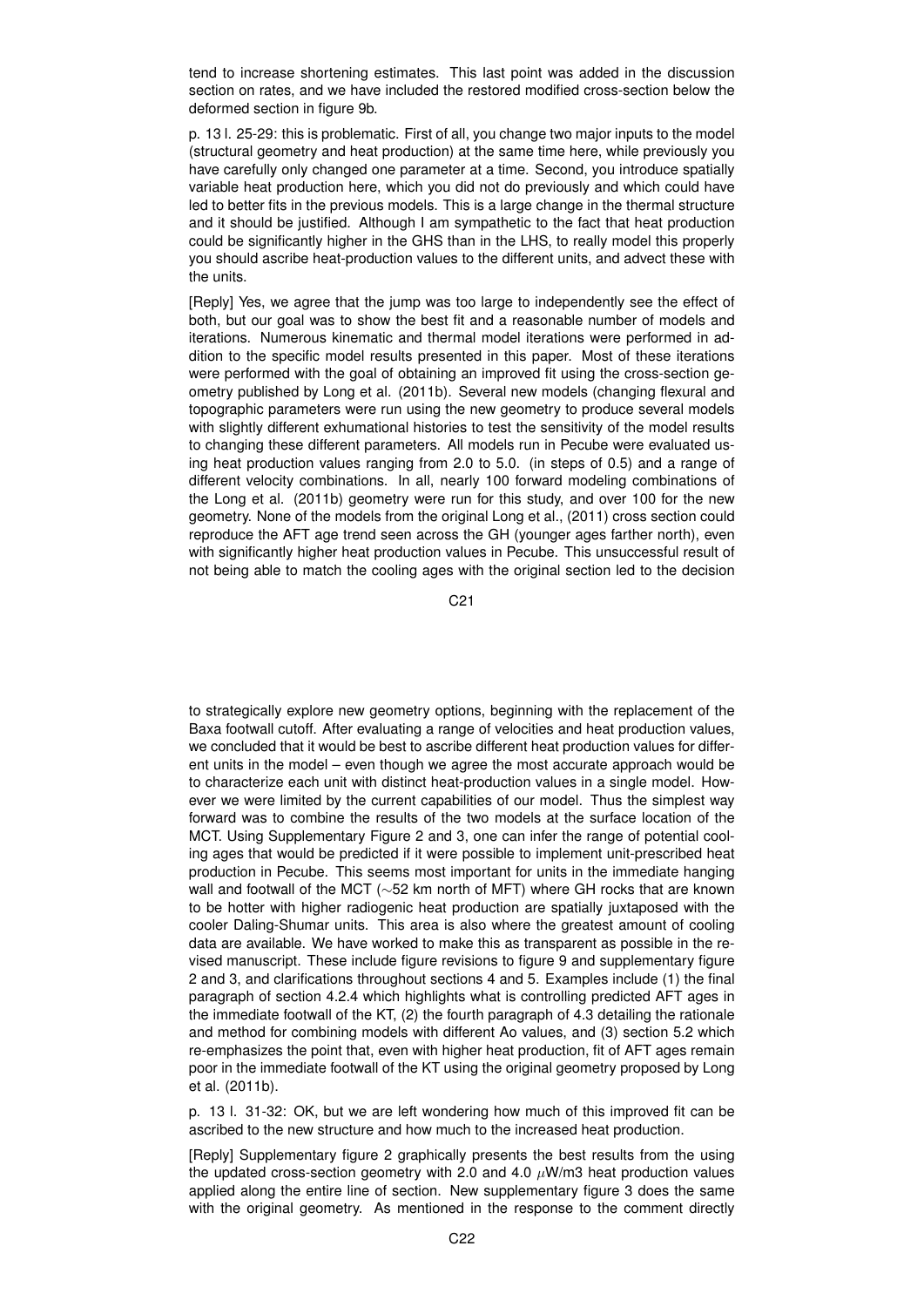tend to increase shortening estimates. This last point was added in the discussion section on rates, and we have included the restored modified cross-section below the deformed section in figure 9b.

p. 13 l. 25-29: this is problematic. First of all, you change two major inputs to the model (structural geometry and heat production) at the same time here, while previously you have carefully only changed one parameter at a time. Second, you introduce spatially variable heat production here, which you did not do previously and which could have led to better fits in the previous models. This is a large change in the thermal structure and it should be justified. Although I am sympathetic to the fact that heat production could be significantly higher in the GHS than in the LHS, to really model this properly you should ascribe heat-production values to the different units, and advect these with the units.

[Reply] Yes, we agree that the jump was too large to independently see the effect of both, but our goal was to show the best fit and a reasonable number of models and iterations. Numerous kinematic and thermal model iterations were performed in addition to the specific model results presented in this paper. Most of these iterations were performed with the goal of obtaining an improved fit using the cross-section geometry published by Long et al. (2011b). Several new models (changing flexural and topographic parameters were run using the new geometry to produce several models with slightly different exhumational histories to test the sensitivity of the model results to changing these different parameters. All models run in Pecube were evaluated using heat production values ranging from 2.0 to 5.0. (in steps of 0.5) and a range of different velocity combinations. In all, nearly 100 forward modeling combinations of the Long et al. (2011b) geometry were run for this study, and over 100 for the new geometry. None of the models from the original Long et al., (2011) cross section could reproduce the AFT age trend seen across the GH (younger ages farther north), even with significantly higher heat production values in Pecube. This unsuccessful result of not being able to match the cooling ages with the original section led to the decision to strategically explore new geometry options, beginning with the replacement of the Baxa footwall cutoff. After evaluating a range of velocities and heat production values, we concluded that it would be best to ascribe different heat production values for different units in the model – even though we agree the most accurate approach would be to characterize each unit with distinct heat-production values in a single model. However we were limited by the current capabilities of our model. Thus the simplest way forward was to combine the results of the two models at the surface location of the MCT. Using Supplementary Figure 2 and 3, one can infer the range of potential cooling ages that would be predicted if it were possible to implement unit-prescribed heat production in Pecube. This seems most important for units in the immediate hanging wall and footwall of the MCT (~52 km north of MFT) where GH rocks that are known to be hotter with higher radiogenic heat production are spatially juxtaposed with the cooler Daling-Shumar units. This area is also where the greatest amount of cooling data are available. We have worked to make this as transparent as possible in the revised manuscript. These include figure revisions to figure 9 and supplementary figure 2 and 3, and clarifications throughout sections 4 and 5. Examples include (1) the final paragraph of section 4.2.4 which highlights what is controlling predicted AFT ages in the immediate footwall of the KT, (2) the fourth paragraph of 4.3 detailing the rationale and method for combining models with different Ao values, and (3) section 5.2 which re-emphasizes the point that, even with higher heat production, fit of AFT ages remain poor in the immediate footwall of the KT using the original geometry proposed by Long et al. (2011b).

p. 13 l. 31-32: OK, but we are left wondering how much of this improved fit can be ascribed to the new structure and how much to the increased heat production.

[Reply] Supplementary figure 2 graphically presents the best results from the using the updated cross-section geometry with 2.0 and 4.0 $\mu$W/m3 heat production values applied along the entire line of section. New supplementary figure 3 does the same with the original geometry. As mentioned in the response to the comment directly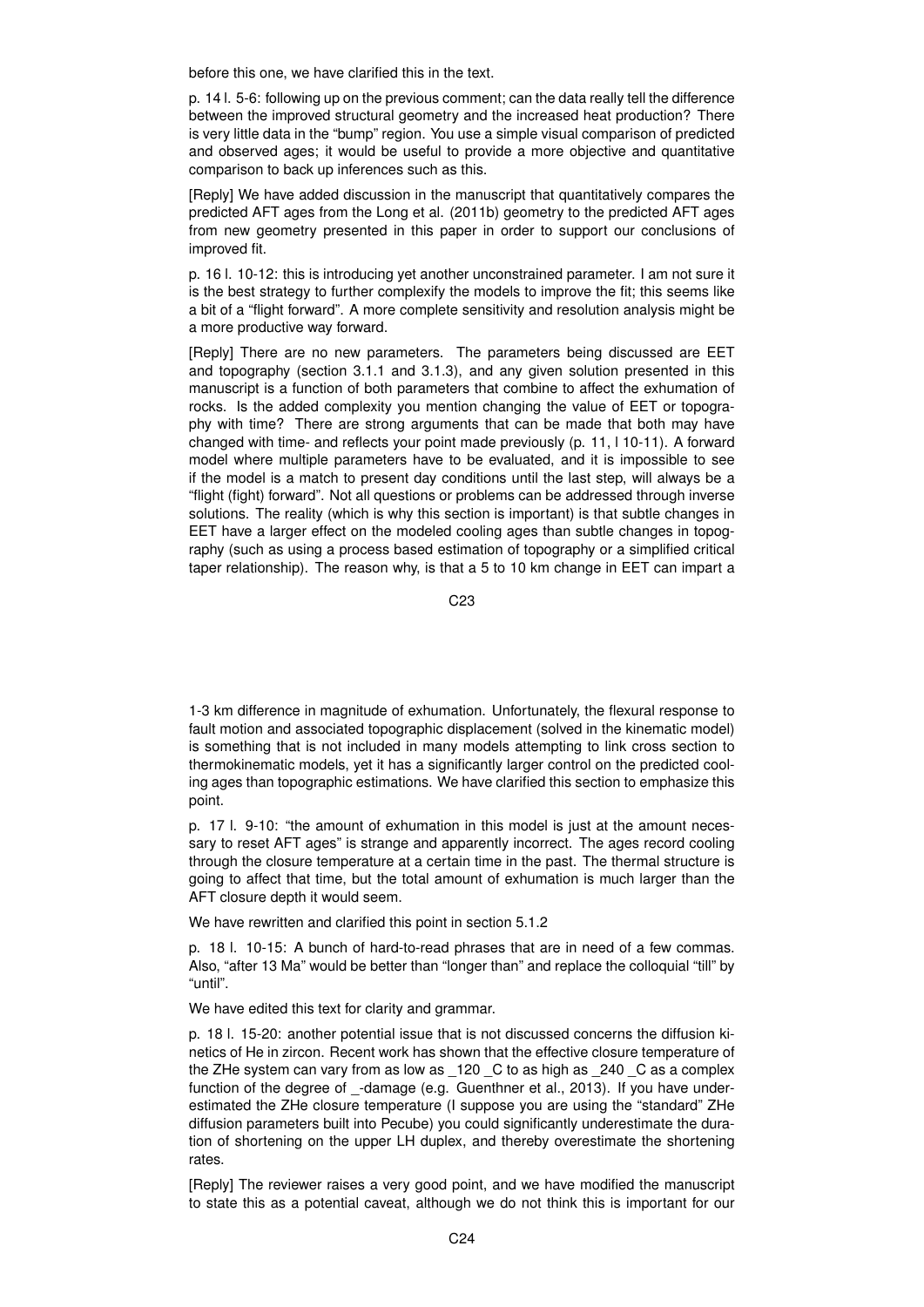before this one, we have clarified this in the text.

p. 14 l. 5-6: following up on the previous comment; can the data really tell the difference between the improved structural geometry and the increased heat production? There is very little data in the "bump" region. You use a simple visual comparison of predicted and observed ages; it would be useful to provide a more objective and quantitative comparison to back up inferences such as this.

[Reply] We have added discussion in the manuscript that quantitatively compares the predicted AFT ages from the Long et al. (2011b) geometry to the predicted AFT ages from new geometry presented in this paper in order to support our conclusions of improved fit.

p. 16 l. 10-12: this is introducing yet another unconstrained parameter. I am not sure it is the best strategy to further complexify the models to improve the fit; this seems like a bit of a "flight forward". A more complete sensitivity and resolution analysis might be a more productive way forward.

[Reply] There are no new parameters. The parameters being discussed are EET and topography (section 3.1.1 and 3.1.3), and any given solution presented in this manuscript is a function of both parameters that combine to affect the exhumation of rocks. Is the added complexity you mention changing the value of EET or topography with time? There are strong arguments that can be made that both may have changed with time- and reflects your point made previously (p. 11, l 10-11). A forward model where multiple parameters have to be evaluated, and it is impossible to see if the model is a match to present day conditions until the last step, will always be a "flight (fight) forward". Not all questions or problems can be addressed through inverse solutions. The reality (which is why this section is important) is that subtle changes in EET have a larger effect on the modeled cooling ages than subtle changes in topography (such as using a process based estimation of topography or a simplified critical taper relationship). The reason why, is that a 5 to 10 km change in EET can impart a 1-3 km difference in magnitude of exhumation. Unfortunately, the flexural response to fault motion and associated topographic displacement (solved in the kinematic model) is something that is not included in many models attempting to link cross section to thermokinematic models, yet it has a significantly larger control on the predicted cooling ages than topographic estimations. We have clarified this section to emphasize this point.

p. 17 l. 9-10: "the amount of exhumation in this model is just at the amount necessary to reset AFT ages" is strange and apparently incorrect. The ages record cooling through the closure temperature at a certain time in the past. The thermal structure is going to affect that time, but the total amount of exhumation is much larger than the AFT closure depth it would seem.

We have rewritten and clarified this point in section 5.1.2

p. 18 l. 10-15: A bunch of hard-to-read phrases that are in need of a few commas. Also, "after 13 Ma" would be better than "longer than" and replace the colloquial "till" by "until".

We have edited this text for clarity and grammar.

p. 18 l. 15-20: another potential issue that is not discussed concerns the diffusion kinetics of He in zircon. Recent work has shown that the effective closure temperature of the ZHe system can vary from as low as _120 _C to as high as _240 _C as a complex function of the degree of _-damage (e.g. Guenthner et al., 2013). If you have underestimated the ZHe closure temperature (I suppose you are using the "standard" ZHe diffusion parameters built into Pecube) you could significantly underestimate the duration of shortening on the upper LH duplex, and thereby overestimate the shortening rates.

[Reply] The reviewer raises a very good point, and we have modified the manuscript to state this as a potential caveat, although we do not think this is important for our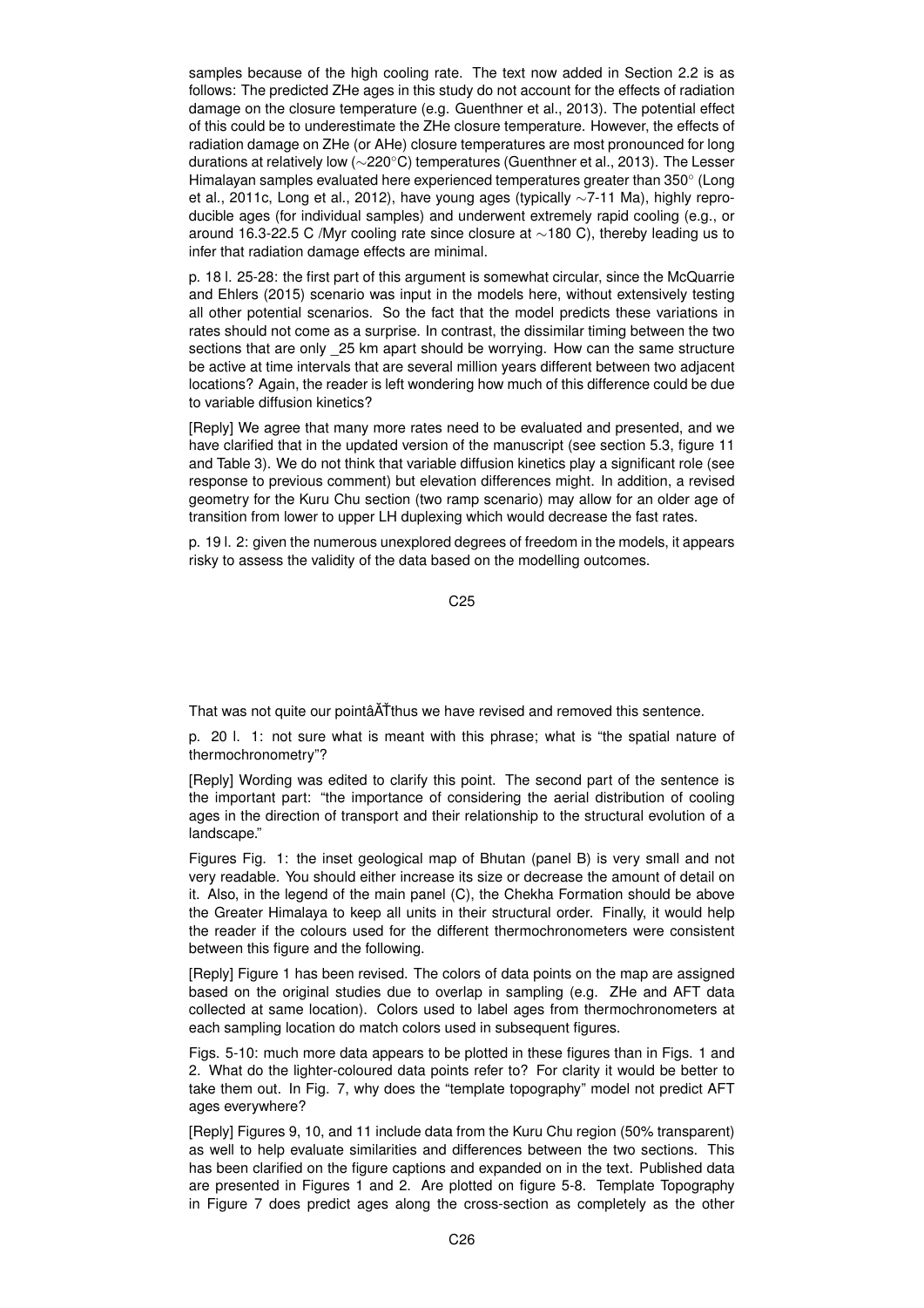samples because of the high cooling rate. The text now added in Section 2.2 is as follows: The predicted ZHe ages in this study do not account for the effects of radiation damage on the closure temperature (e.g. Guenthner et al., 2013). The potential effect of this could be to underestimate the ZHe closure temperature. However, the effects of radiation damage on ZHe (or AHe) closure temperatures are most pronounced for long durations at relatively low (∼220°C) temperatures (Guenthner et al., 2013). The Lesser Himalayan samples evaluated here experienced temperatures greater than 350° (Long et al., 2011c, Long et al., 2012), have young ages (typically ∼7-11 Ma), highly reproducible ages (for individual samples) and underwent extremely rapid cooling (e.g., or around 16.3-22.5 C /Myr cooling rate since closure at ∼180 C), thereby leading us to infer that radiation damage effects are minimal.

p. 18 l. 25-28: the first part of this argument is somewhat circular, since the McQuarrie and Ehlers (2015) scenario was input in the models here, without extensively testing all other potential scenarios. So the fact that the model predicts these variations in rates should not come as a surprise. In contrast, the dissimilar timing between the two sections that are only _25 km apart should be worrying. How can the same structure be active at time intervals that are several million years different between two adjacent locations? Again, the reader is left wondering how much of this difference could be due to variable diffusion kinetics?

[Reply] We agree that many more rates need to be evaluated and presented, and we have clarified that in the updated version of the manuscript (see section 5.3, figure 11 and Table 3). We do not think that variable diffusion kinetics play a significant role (see response to previous comment) but elevation differences might. In addition, a revised geometry for the Kuru Chu section (two ramp scenario) may allow for an older age of transition from lower to upper LH duplexing which would decrease the fast rates.

p. 19 l. 2: given the numerous unexplored degrees of freedom in the models, it appears risky to assess the validity of the data based on the modelling outcomes.

That was not quite our pointâĂŤthus we have revised and removed this sentence.

p. 20 l. 1: not sure what is meant with this phrase; what is "the spatial nature of thermochronometry"?

[Reply] Wording was edited to clarify this point. The second part of the sentence is the important part: "the importance of considering the aerial distribution of cooling ages in the direction of transport and their relationship to the structural evolution of a landscape."

Figures Fig. 1: the inset geological map of Bhutan (panel B) is very small and not very readable. You should either increase its size or decrease the amount of detail on it. Also, in the legend of the main panel (C), the Chekha Formation should be above the Greater Himalaya to keep all units in their structural order. Finally, it would help the reader if the colours used for the different thermochronometers were consistent between this figure and the following.

[Reply] Figure 1 has been revised. The colors of data points on the map are assigned based on the original studies due to overlap in sampling (e.g. ZHe and AFT data collected at same location). Colors used to label ages from thermochronometers at each sampling location do match colors used in subsequent figures.

Figs. 5-10: much more data appears to be plotted in these figures than in Figs. 1 and 2. What do the lighter-coloured data points refer to? For clarity it would be better to take them out. In Fig. 7, why does the "template topography" model not predict AFT ages everywhere?

[Reply] Figures 9, 10, and 11 include data from the Kuru Chu region (50% transparent) as well to help evaluate similarities and differences between the two sections. This has been clarified on the figure captions and expanded on in the text. Published data are presented in Figures 1 and 2. Are plotted on figure 5-8. Template Topography in Figure 7 does predict ages along the cross-section as completely as the other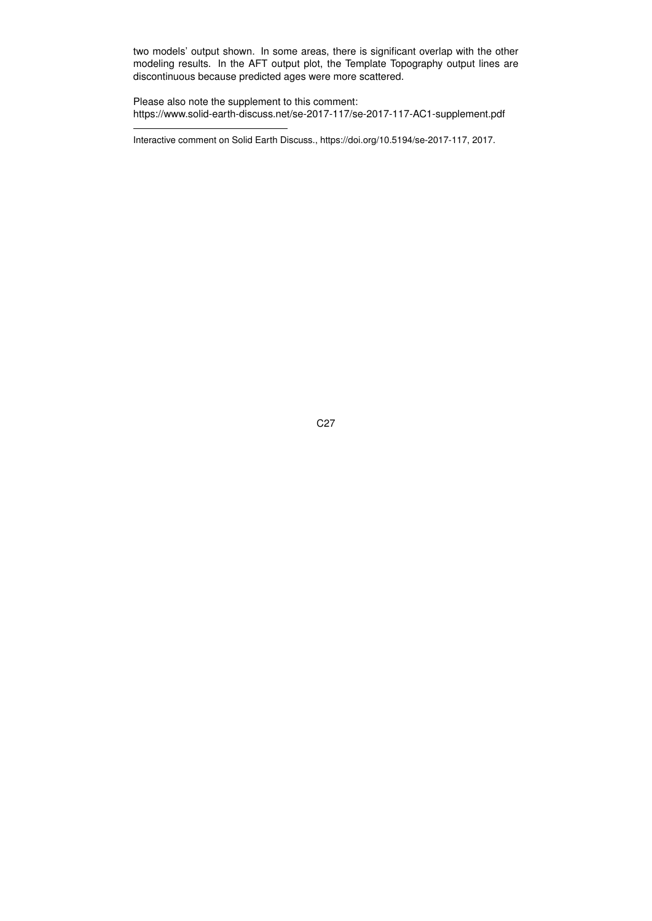two models' output shown. In some areas, there is significant overlap with the other modeling results. In the AFT output plot, the Template Topography output lines are discontinuous because predicted ages were more scattered.

Please also note the supplement to this comment:
https://www.solid-earth-discuss.net/se-2017-117/se-2017-117-AC1-supplement.pdf

---

Interactive comment on Solid Earth Discuss., https://doi.org/10.5194/se-2017-117, 2017.